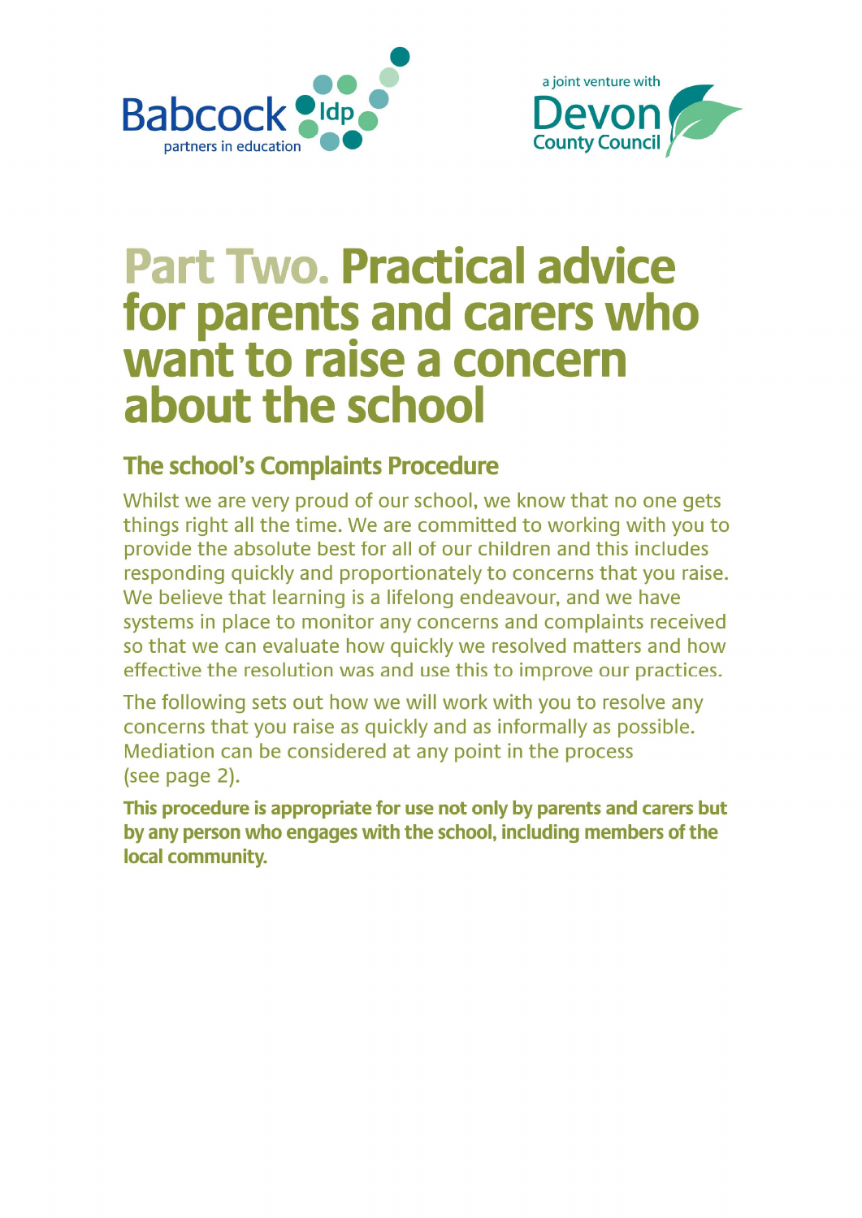Babcock ldp partners in education

a joint venture with Devon County Council

# Part Two. Practical advice for parents and carers who want to raise a concern about the school

## The school's Complaints Procedure

Whilst we are very proud of our school, we know that no one gets things right all the time. We are committed to working with you to provide the absolute best for all of our children and this includes responding quickly and proportionately to concerns that you raise. We believe that learning is a lifelong endeavour, and we have systems in place to monitor any concerns and complaints received so that we can evaluate how quickly we resolved matters and how effective the resolution was and use this to improve our practices.

The following sets out how we will work with you to resolve any concerns that you raise as quickly and as informally as possible. Mediation can be considered at any point in the process (see page 2).

**This procedure is appropriate for use not only by parents and carers but by any person who engages with the school, including members of the local community.**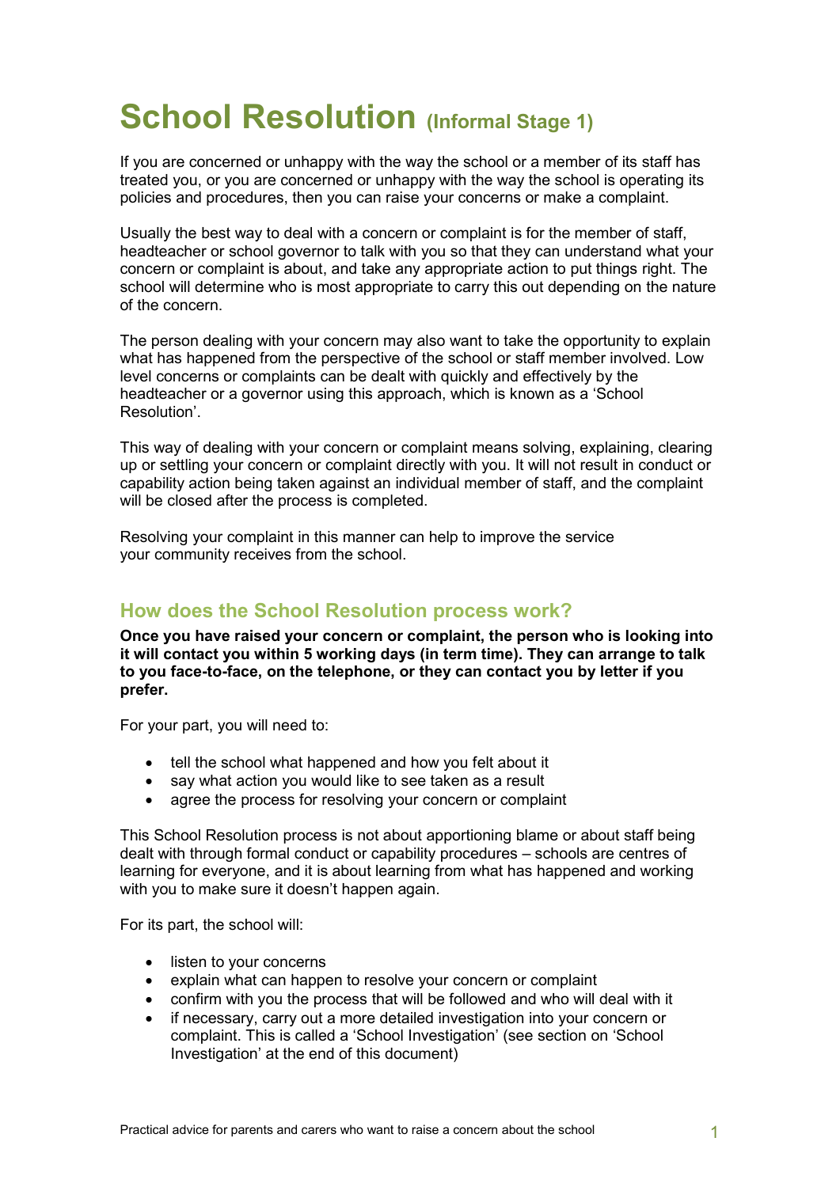# School Resolution (Informal Stage 1)

If you are concerned or unhappy with the way the school or a member of its staff has treated you, or you are concerned or unhappy with the way the school is operating its policies and procedures, then you can raise your concerns or make a complaint.

Usually the best way to deal with a concern or complaint is for the member of staff, headteacher or school governor to talk with you so that they can understand what your concern or complaint is about, and take any appropriate action to put things right. The school will determine who is most appropriate to carry this out depending on the nature of the concern.

The person dealing with your concern may also want to take the opportunity to explain what has happened from the perspective of the school or staff member involved. Low level concerns or complaints can be dealt with quickly and effectively by the headteacher or a governor using this approach, which is known as a 'School Resolution'.

This way of dealing with your concern or complaint means solving, explaining, clearing up or settling your concern or complaint directly with you. It will not result in conduct or capability action being taken against an individual member of staff, and the complaint will be closed after the process is completed.

Resolving your complaint in this manner can help to improve the service your community receives from the school.

## How does the School Resolution process work?

**Once you have raised your concern or complaint, the person who is looking into it will contact you within 5 working days (in term time). They can arrange to talk to you face-to-face, on the telephone, or they can contact you by letter if you prefer.**

For your part, you will need to:

- tell the school what happened and how you felt about it
- say what action you would like to see taken as a result
- agree the process for resolving your concern or complaint

This School Resolution process is not about apportioning blame or about staff being dealt with through formal conduct or capability procedures – schools are centres of learning for everyone, and it is about learning from what has happened and working with you to make sure it doesn't happen again.

For its part, the school will:

- listen to your concerns
- explain what can happen to resolve your concern or complaint
- confirm with you the process that will be followed and who will deal with it
- if necessary, carry out a more detailed investigation into your concern or complaint. This is called a 'School Investigation' (see section on 'School Investigation' at the end of this document)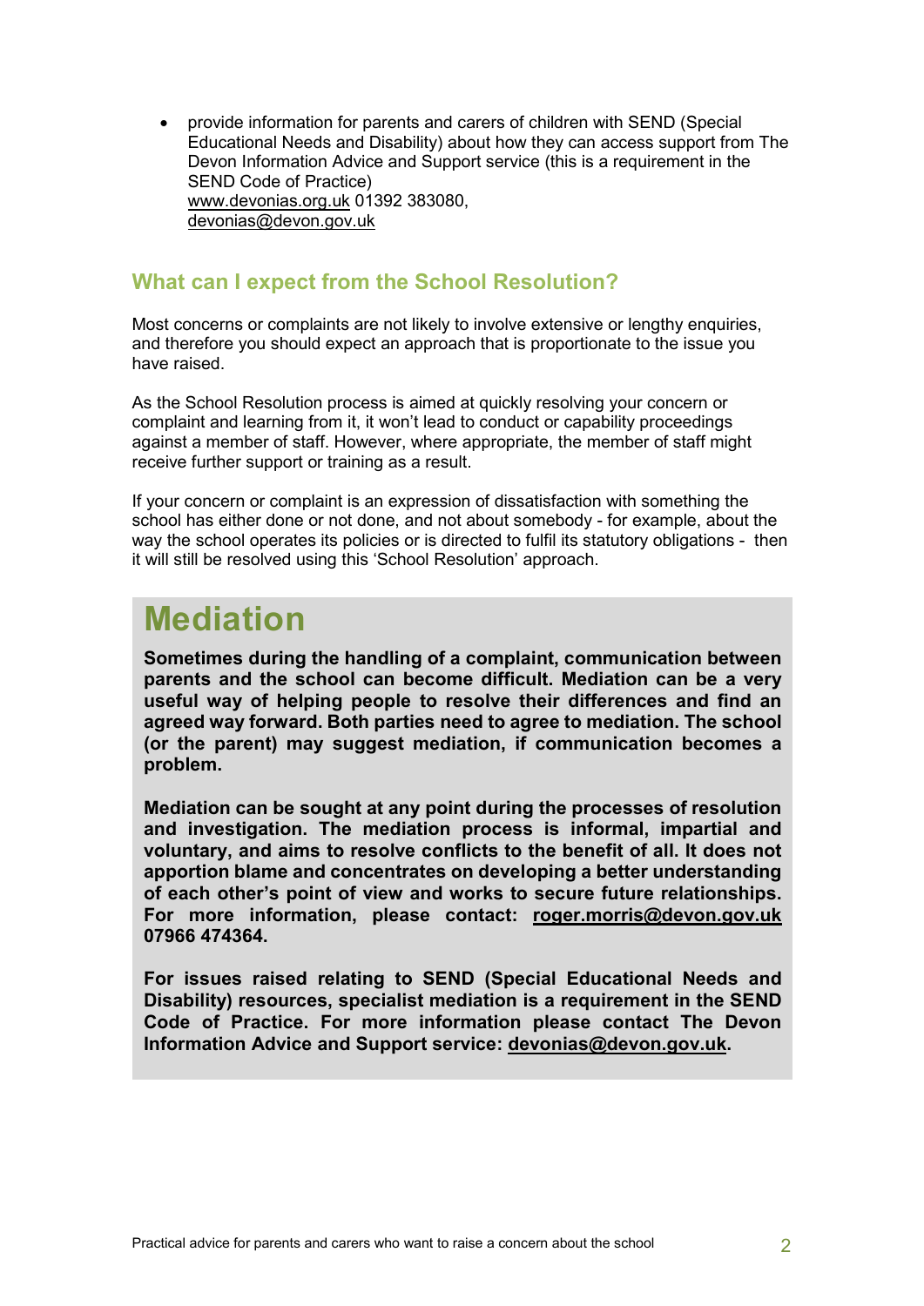- provide information for parents and carers of children with SEND (Special Educational Needs and Disability) about how they can access support from The Devon Information Advice and Support service (this is a requirement in the SEND Code of Practice)
  www.devonias.org.uk 01392 383080,
  devonias@devon.gov.uk

## What can I expect from the School Resolution?

Most concerns or complaints are not likely to involve extensive or lengthy enquiries, and therefore you should expect an approach that is proportionate to the issue you have raised.

As the School Resolution process is aimed at quickly resolving your concern or complaint and learning from it, it won't lead to conduct or capability proceedings against a member of staff. However, where appropriate, the member of staff might receive further support or training as a result.

If your concern or complaint is an expression of dissatisfaction with something the school has either done or not done, and not about somebody - for example, about the way the school operates its policies or is directed to fulfil its statutory obligations - then it will still be resolved using this 'School Resolution' approach.

# Mediation

**Sometimes during the handling of a complaint, communication between parents and the school can become difficult. Mediation can be a very useful way of helping people to resolve their differences and find an agreed way forward. Both parties need to agree to mediation. The school (or the parent) may suggest mediation, if communication becomes a problem.**

**Mediation can be sought at any point during the processes of resolution and investigation. The mediation process is informal, impartial and voluntary, and aims to resolve conflicts to the benefit of all. It does not apportion blame and concentrates on developing a better understanding of each other's point of view and works to secure future relationships. For more information, please contact: roger.morris@devon.gov.uk 07966 474364.**

**For issues raised relating to SEND (Special Educational Needs and Disability) resources, specialist mediation is a requirement in the SEND Code of Practice. For more information please contact The Devon Information Advice and Support service: devonias@devon.gov.uk.**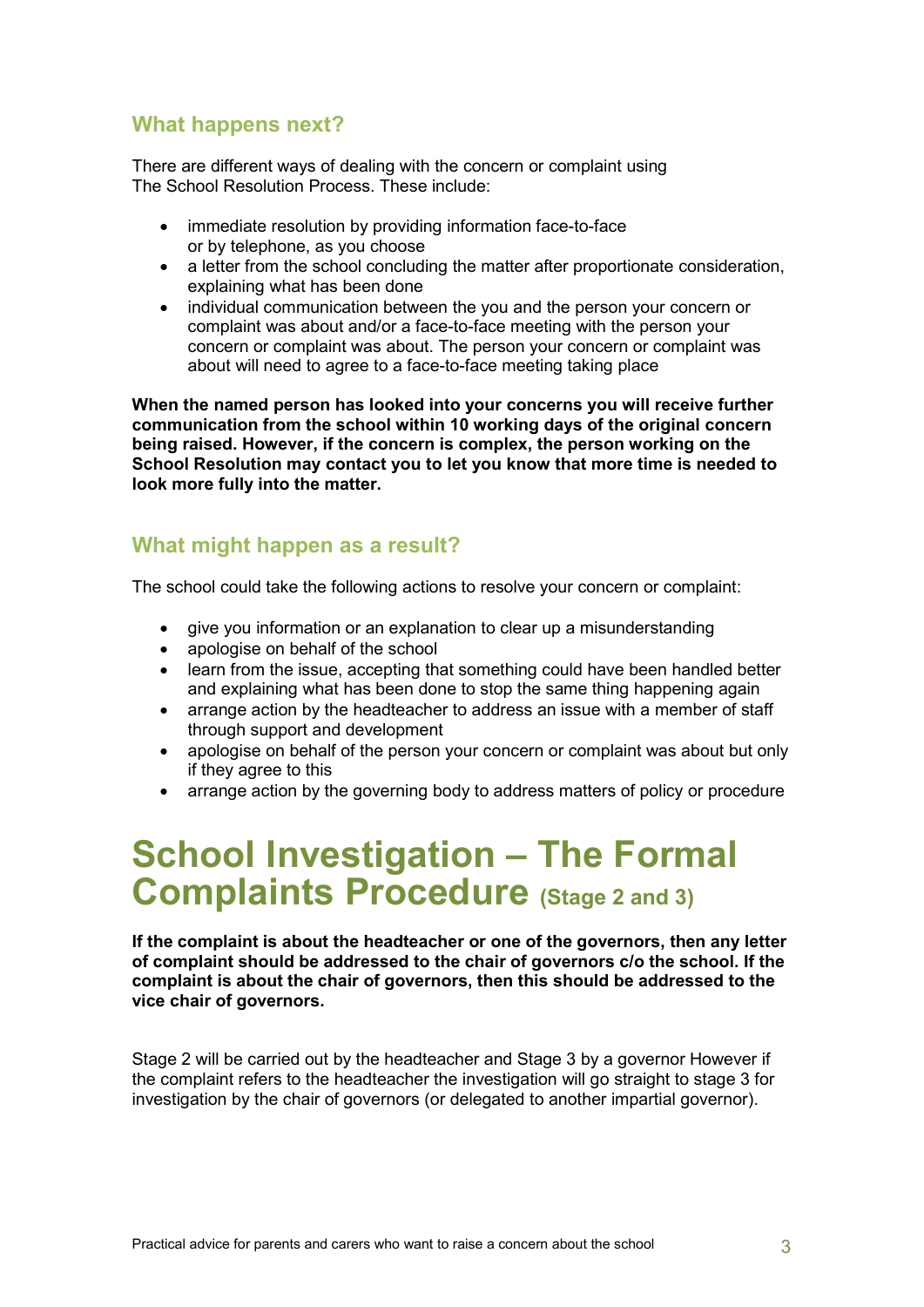## What happens next?

There are different ways of dealing with the concern or complaint using The School Resolution Process. These include:

- immediate resolution by providing information face-to-face or by telephone, as you choose
- a letter from the school concluding the matter after proportionate consideration, explaining what has been done
- individual communication between the you and the person your concern or complaint was about and/or a face-to-face meeting with the person your concern or complaint was about. The person your concern or complaint was about will need to agree to a face-to-face meeting taking place

**When the named person has looked into your concerns you will receive further communication from the school within 10 working days of the original concern being raised. However, if the concern is complex, the person working on the School Resolution may contact you to let you know that more time is needed to look more fully into the matter.**

## What might happen as a result?

The school could take the following actions to resolve your concern or complaint:

- give you information or an explanation to clear up a misunderstanding
- apologise on behalf of the school
- learn from the issue, accepting that something could have been handled better and explaining what has been done to stop the same thing happening again
- arrange action by the headteacher to address an issue with a member of staff through support and development
- apologise on behalf of the person your concern or complaint was about but only if they agree to this
- arrange action by the governing body to address matters of policy or procedure

# School Investigation – The Formal Complaints Procedure (Stage 2 and 3)

**If the complaint is about the headteacher or one of the governors, then any letter of complaint should be addressed to the chair of governors c/o the school. If the complaint is about the chair of governors, then this should be addressed to the vice chair of governors.**

Stage 2 will be carried out by the headteacher and Stage 3 by a governor However if the complaint refers to the headteacher the investigation will go straight to stage 3 for investigation by the chair of governors (or delegated to another impartial governor).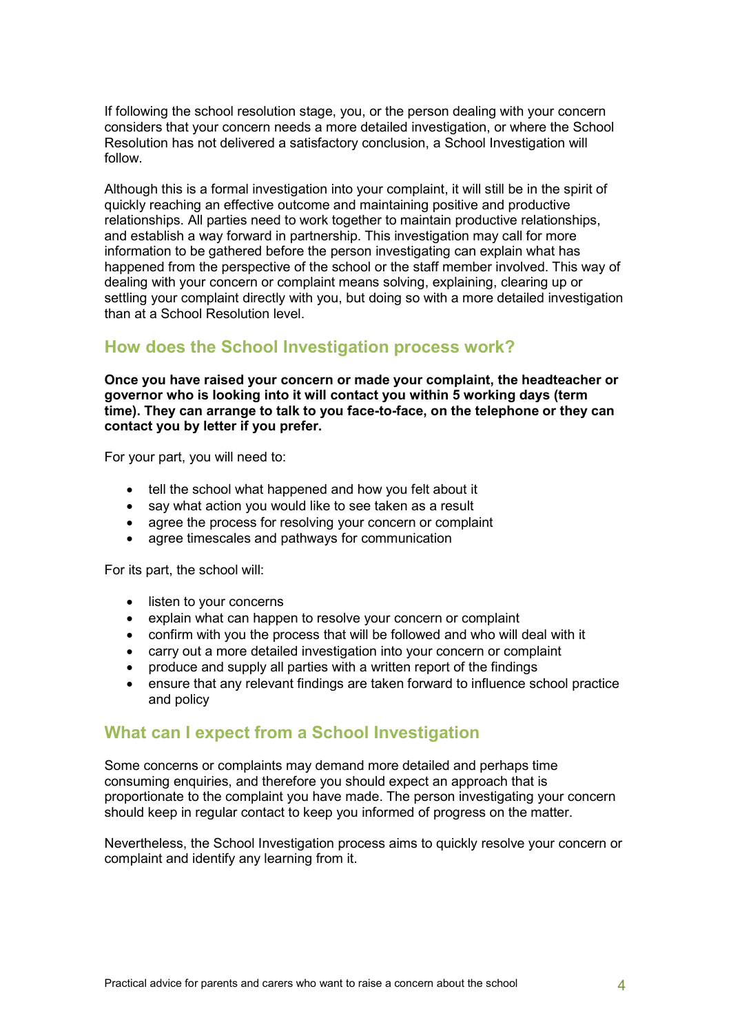If following the school resolution stage, you, or the person dealing with your concern considers that your concern needs a more detailed investigation, or where the School Resolution has not delivered a satisfactory conclusion, a School Investigation will follow.

Although this is a formal investigation into your complaint, it will still be in the spirit of quickly reaching an effective outcome and maintaining positive and productive relationships. All parties need to work together to maintain productive relationships, and establish a way forward in partnership. This investigation may call for more information to be gathered before the person investigating can explain what has happened from the perspective of the school or the staff member involved. This way of dealing with your concern or complaint means solving, explaining, clearing up or settling your complaint directly with you, but doing so with a more detailed investigation than at a School Resolution level.

## How does the School Investigation process work?

**Once you have raised your concern or made your complaint, the headteacher or governor who is looking into it will contact you within 5 working days (term time). They can arrange to talk to you face-to-face, on the telephone or they can contact you by letter if you prefer.**

For your part, you will need to:

- tell the school what happened and how you felt about it
- say what action you would like to see taken as a result
- agree the process for resolving your concern or complaint
- agree timescales and pathways for communication

For its part, the school will:

- listen to your concerns
- explain what can happen to resolve your concern or complaint
- confirm with you the process that will be followed and who will deal with it
- carry out a more detailed investigation into your concern or complaint
- produce and supply all parties with a written report of the findings
- ensure that any relevant findings are taken forward to influence school practice and policy

## What can I expect from a School Investigation

Some concerns or complaints may demand more detailed and perhaps time consuming enquiries, and therefore you should expect an approach that is proportionate to the complaint you have made. The person investigating your concern should keep in regular contact to keep you informed of progress on the matter.

Nevertheless, the School Investigation process aims to quickly resolve your concern or complaint and identify any learning from it.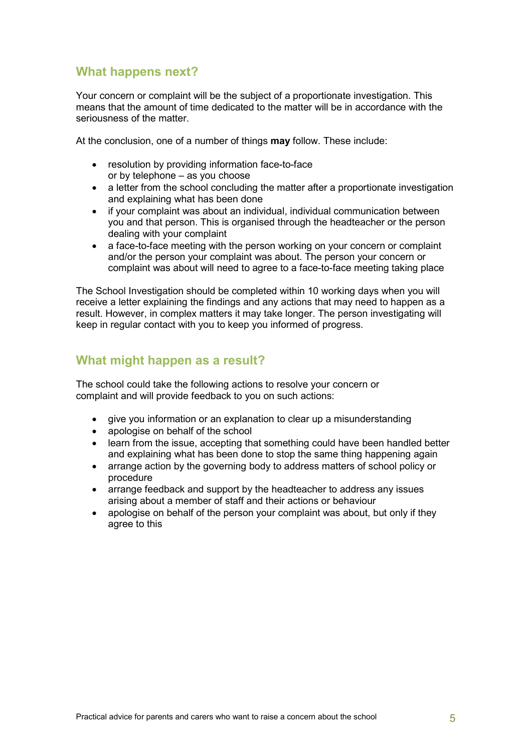## What happens next?

Your concern or complaint will be the subject of a proportionate investigation. This means that the amount of time dedicated to the matter will be in accordance with the seriousness of the matter.

At the conclusion, one of a number of things **may** follow. These include:

- resolution by providing information face-to-face or by telephone – as you choose
- a letter from the school concluding the matter after a proportionate investigation and explaining what has been done
- if your complaint was about an individual, individual communication between you and that person. This is organised through the headteacher or the person dealing with your complaint
- a face-to-face meeting with the person working on your concern or complaint and/or the person your complaint was about. The person your concern or complaint was about will need to agree to a face-to-face meeting taking place

The School Investigation should be completed within 10 working days when you will receive a letter explaining the findings and any actions that may need to happen as a result. However, in complex matters it may take longer. The person investigating will keep in regular contact with you to keep you informed of progress.

## What might happen as a result?

The school could take the following actions to resolve your concern or complaint and will provide feedback to you on such actions:

- give you information or an explanation to clear up a misunderstanding
- apologise on behalf of the school
- learn from the issue, accepting that something could have been handled better and explaining what has been done to stop the same thing happening again
- arrange action by the governing body to address matters of school policy or procedure
- arrange feedback and support by the headteacher to address any issues arising about a member of staff and their actions or behaviour
- apologise on behalf of the person your complaint was about, but only if they agree to this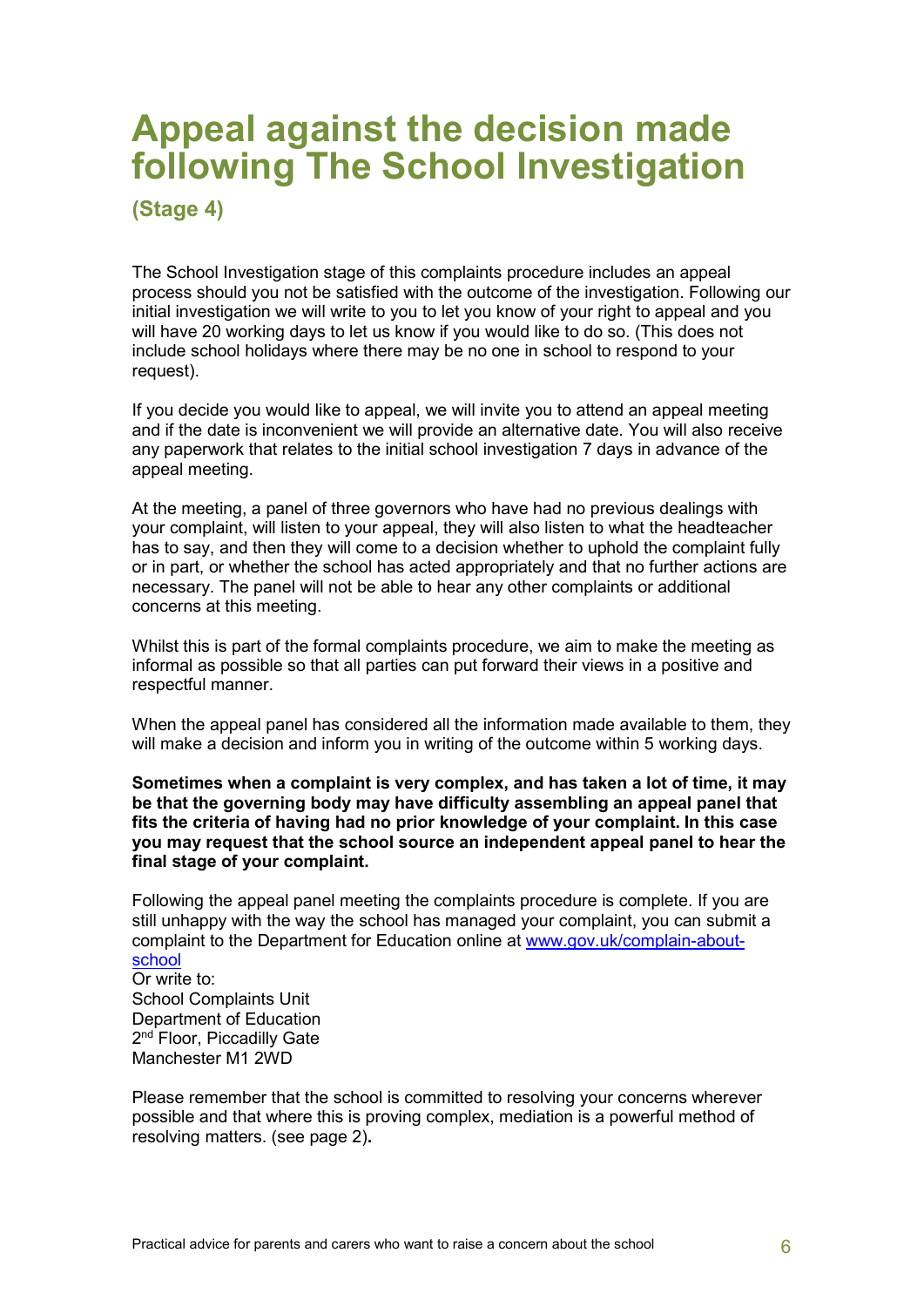# Appeal against the decision made following The School Investigation

### (Stage 4)

The School Investigation stage of this complaints procedure includes an appeal process should you not be satisfied with the outcome of the investigation. Following our initial investigation we will write to you to let you know of your right to appeal and you will have 20 working days to let us know if you would like to do so. (This does not include school holidays where there may be no one in school to respond to your request).

If you decide you would like to appeal, we will invite you to attend an appeal meeting and if the date is inconvenient we will provide an alternative date. You will also receive any paperwork that relates to the initial school investigation 7 days in advance of the appeal meeting.

At the meeting, a panel of three governors who have had no previous dealings with your complaint, will listen to your appeal, they will also listen to what the headteacher has to say, and then they will come to a decision whether to uphold the complaint fully or in part, or whether the school has acted appropriately and that no further actions are necessary. The panel will not be able to hear any other complaints or additional concerns at this meeting.

Whilst this is part of the formal complaints procedure, we aim to make the meeting as informal as possible so that all parties can put forward their views in a positive and respectful manner.

When the appeal panel has considered all the information made available to them, they will make a decision and inform you in writing of the outcome within 5 working days.

**Sometimes when a complaint is very complex, and has taken a lot of time, it may be that the governing body may have difficulty assembling an appeal panel that fits the criteria of having had no prior knowledge of your complaint. In this case you may request that the school source an independent appeal panel to hear the final stage of your complaint.**

Following the appeal panel meeting the complaints procedure is complete. If you are still unhappy with the way the school has managed your complaint, you can submit a complaint to the Department for Education online at [www.gov.uk/complain-about-school](http://www.gov.uk/complain-about-school)
Or write to:
School Complaints Unit
Department of Education
2nd Floor, Piccadilly Gate
Manchester M1 2WD

Please remember that the school is committed to resolving your concerns wherever possible and that where this is proving complex, mediation is a powerful method of resolving matters. (see page 2)**.**